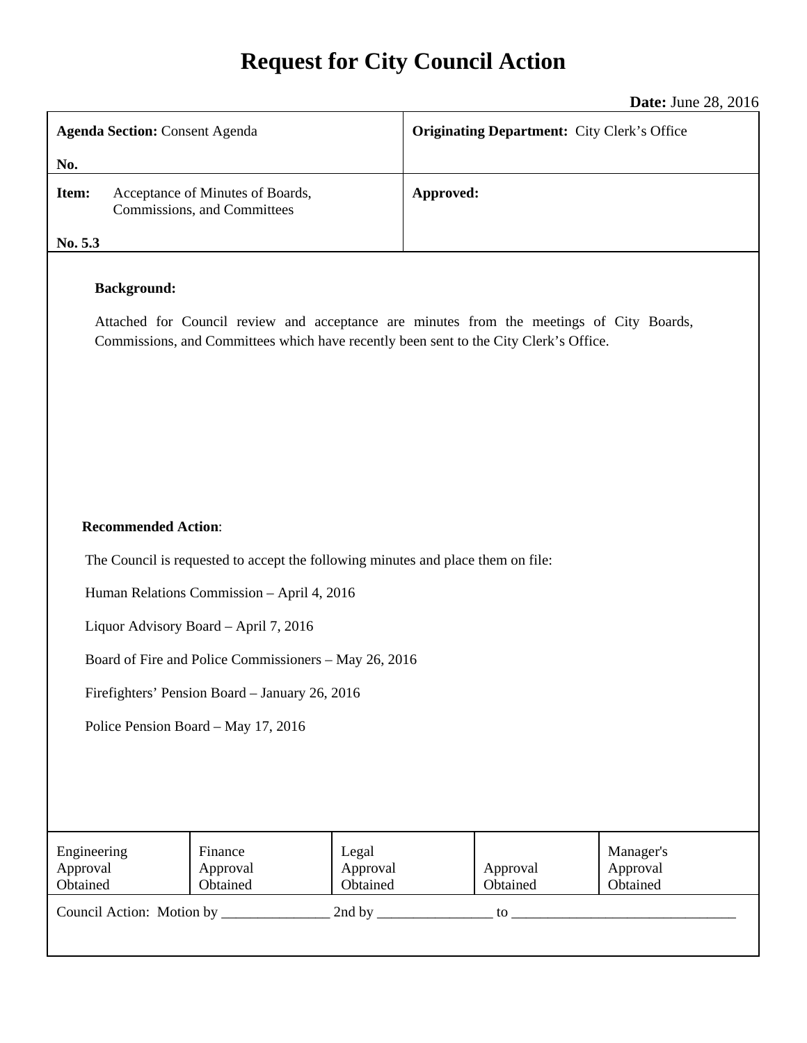# Request for City Council Action

**Date:** June 28, 2016

| **Agenda Section:** Consent Agenda<br><br>**No.** | **Originating Department:** City Clerk's Office |
|---|---|
| **Item:** Acceptance of Minutes of Boards, Commissions, and Committees<br><br>**No. 5.3** | **Approved:** |

**Background:**

Attached for Council review and acceptance are minutes from the meetings of City Boards, Commissions, and Committees which have recently been sent to the City Clerk's Office.

**Recommended Action**:

The Council is requested to accept the following minutes and place them on file:

Human Relations Commission – April 4, 2016

Liquor Advisory Board – April 7, 2016

Board of Fire and Police Commissioners – May 26, 2016

Firefighters' Pension Board – January 26, 2016

Police Pension Board – May 17, 2016

| Engineering Approval Obtained | Finance Approval Obtained | Legal Approval Obtained | Approval Obtained | Manager's Approval Obtained |
|---|---|---|---|---|

Council Action: Motion by _______________ 2nd by ________________ to _______________________________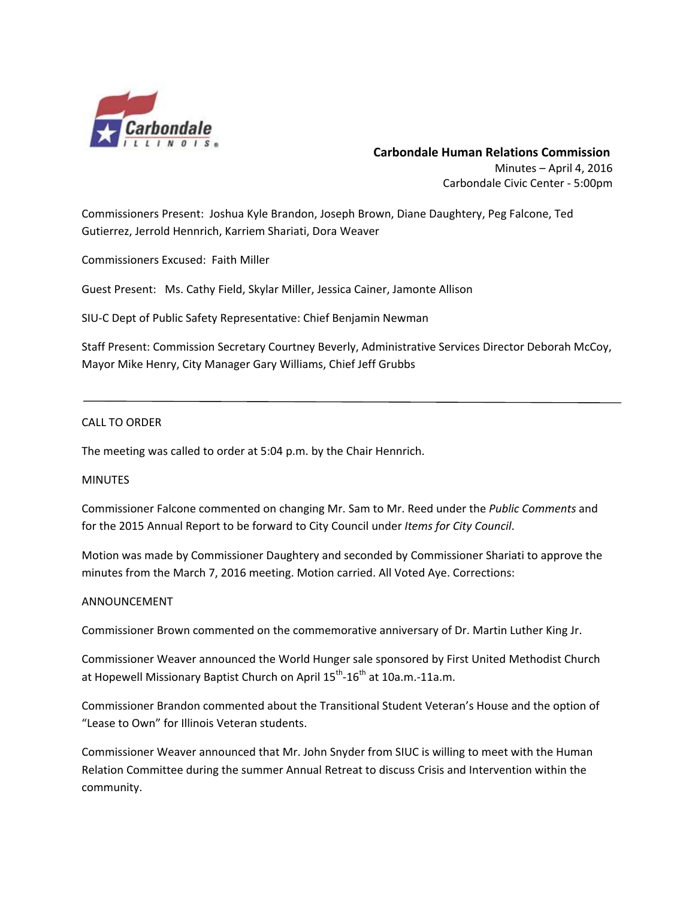**Carbondale Human Relations Commission**
Minutes – April 4, 2016
Carbondale Civic Center - 5:00pm

Commissioners Present: Joshua Kyle Brandon, Joseph Brown, Diane Daughtery, Peg Falcone, Ted Gutierrez, Jerrold Hennrich, Karriem Shariati, Dora Weaver

Commissioners Excused: Faith Miller

Guest Present: Ms. Cathy Field, Skylar Miller, Jessica Cainer, Jamonte Allison

SIU-C Dept of Public Safety Representative: Chief Benjamin Newman

Staff Present: Commission Secretary Courtney Beverly, Administrative Services Director Deborah McCoy, Mayor Mike Henry, City Manager Gary Williams, Chief Jeff Grubbs

---

CALL TO ORDER

The meeting was called to order at 5:04 p.m. by the Chair Hennrich.

MINUTES

Commissioner Falcone commented on changing Mr. Sam to Mr. Reed under the *Public Comments* and for the 2015 Annual Report to be forward to City Council under *Items for City Council*.

Motion was made by Commissioner Daughtery and seconded by Commissioner Shariati to approve the minutes from the March 7, 2016 meeting. Motion carried. All Voted Aye. Corrections:

ANNOUNCEMENT

Commissioner Brown commented on the commemorative anniversary of Dr. Martin Luther King Jr.

Commissioner Weaver announced the World Hunger sale sponsored by First United Methodist Church at Hopewell Missionary Baptist Church on April 15th-16th at 10a.m.-11a.m.

Commissioner Brandon commented about the Transitional Student Veteran's House and the option of "Lease to Own" for Illinois Veteran students.

Commissioner Weaver announced that Mr. John Snyder from SIUC is willing to meet with the Human Relation Committee during the summer Annual Retreat to discuss Crisis and Intervention within the community.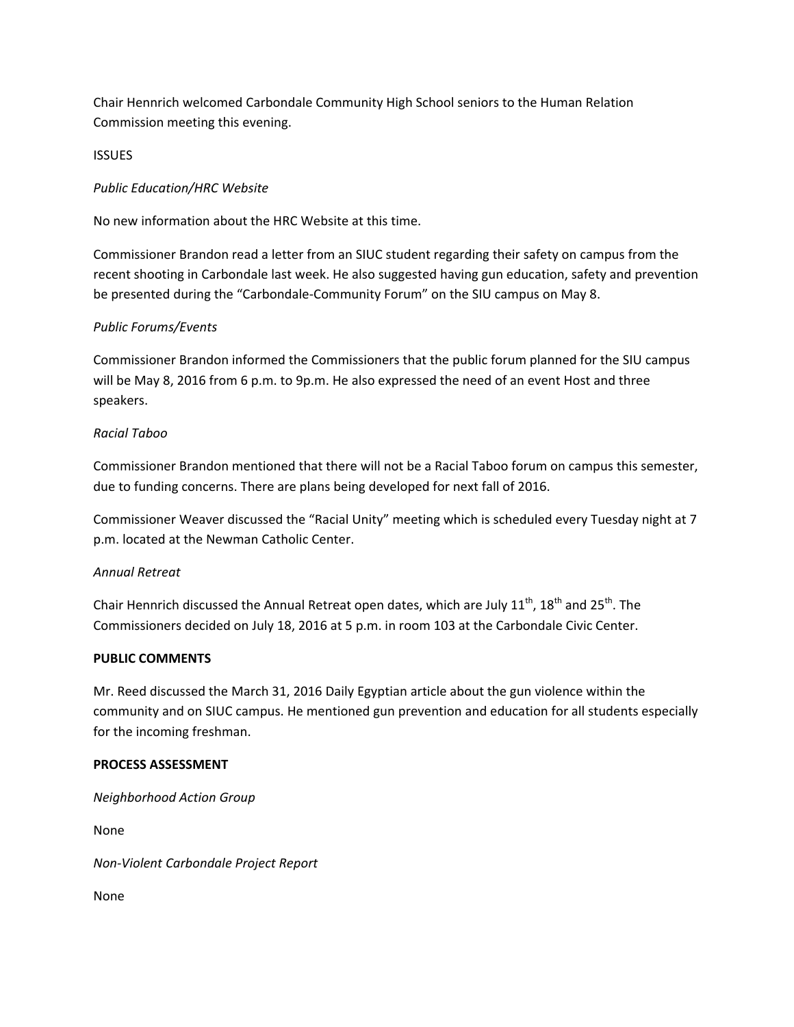Chair Hennrich welcomed Carbondale Community High School seniors to the Human Relation Commission meeting this evening.

ISSUES

*Public Education/HRC Website*

No new information about the HRC Website at this time.

Commissioner Brandon read a letter from an SIUC student regarding their safety on campus from the recent shooting in Carbondale last week. He also suggested having gun education, safety and prevention be presented during the “Carbondale-Community Forum” on the SIU campus on May 8.

*Public Forums/Events*

Commissioner Brandon informed the Commissioners that the public forum planned for the SIU campus will be May 8, 2016 from 6 p.m. to 9p.m. He also expressed the need of an event Host and three speakers.

*Racial Taboo*

Commissioner Brandon mentioned that there will not be a Racial Taboo forum on campus this semester, due to funding concerns. There are plans being developed for next fall of 2016.

Commissioner Weaver discussed the “Racial Unity” meeting which is scheduled every Tuesday night at 7 p.m. located at the Newman Catholic Center.

*Annual Retreat*

Chair Hennrich discussed the Annual Retreat open dates, which are July 11th, 18th and 25th. The Commissioners decided on July 18, 2016 at 5 p.m. in room 103 at the Carbondale Civic Center.

**PUBLIC COMMENTS**

Mr. Reed discussed the March 31, 2016 Daily Egyptian article about the gun violence within the community and on SIUC campus. He mentioned gun prevention and education for all students especially for the incoming freshman.

**PROCESS ASSESSMENT**

*Neighborhood Action Group*

None

*Non-Violent Carbondale Project Report*

None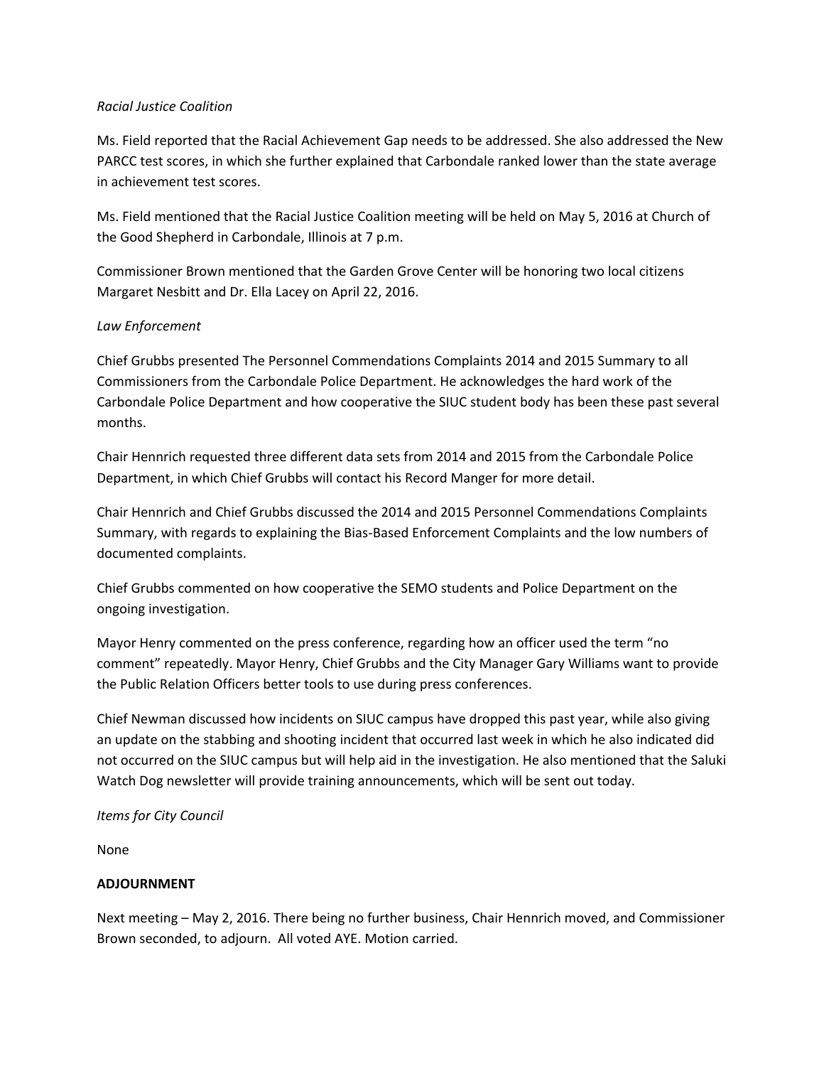*Racial Justice Coalition*

Ms. Field reported that the Racial Achievement Gap needs to be addressed. She also addressed the New PARCC test scores, in which she further explained that Carbondale ranked lower than the state average in achievement test scores.

Ms. Field mentioned that the Racial Justice Coalition meeting will be held on May 5, 2016 at Church of the Good Shepherd in Carbondale, Illinois at 7 p.m.

Commissioner Brown mentioned that the Garden Grove Center will be honoring two local citizens Margaret Nesbitt and Dr. Ella Lacey on April 22, 2016.

*Law Enforcement*

Chief Grubbs presented The Personnel Commendations Complaints 2014 and 2015 Summary to all Commissioners from the Carbondale Police Department. He acknowledges the hard work of the Carbondale Police Department and how cooperative the SIUC student body has been these past several months.

Chair Hennrich requested three different data sets from 2014 and 2015 from the Carbondale Police Department, in which Chief Grubbs will contact his Record Manger for more detail.

Chair Hennrich and Chief Grubbs discussed the 2014 and 2015 Personnel Commendations Complaints Summary, with regards to explaining the Bias-Based Enforcement Complaints and the low numbers of documented complaints.

Chief Grubbs commented on how cooperative the SEMO students and Police Department on the ongoing investigation.

Mayor Henry commented on the press conference, regarding how an officer used the term "no comment" repeatedly. Mayor Henry, Chief Grubbs and the City Manager Gary Williams want to provide the Public Relation Officers better tools to use during press conferences.

Chief Newman discussed how incidents on SIUC campus have dropped this past year, while also giving an update on the stabbing and shooting incident that occurred last week in which he also indicated did not occurred on the SIUC campus but will help aid in the investigation. He also mentioned that the Saluki Watch Dog newsletter will provide training announcements, which will be sent out today.

*Items for City Council*

None

**ADJOURNMENT**

Next meeting – May 2, 2016. There being no further business, Chair Hennrich moved, and Commissioner Brown seconded, to adjourn. All voted AYE. Motion carried.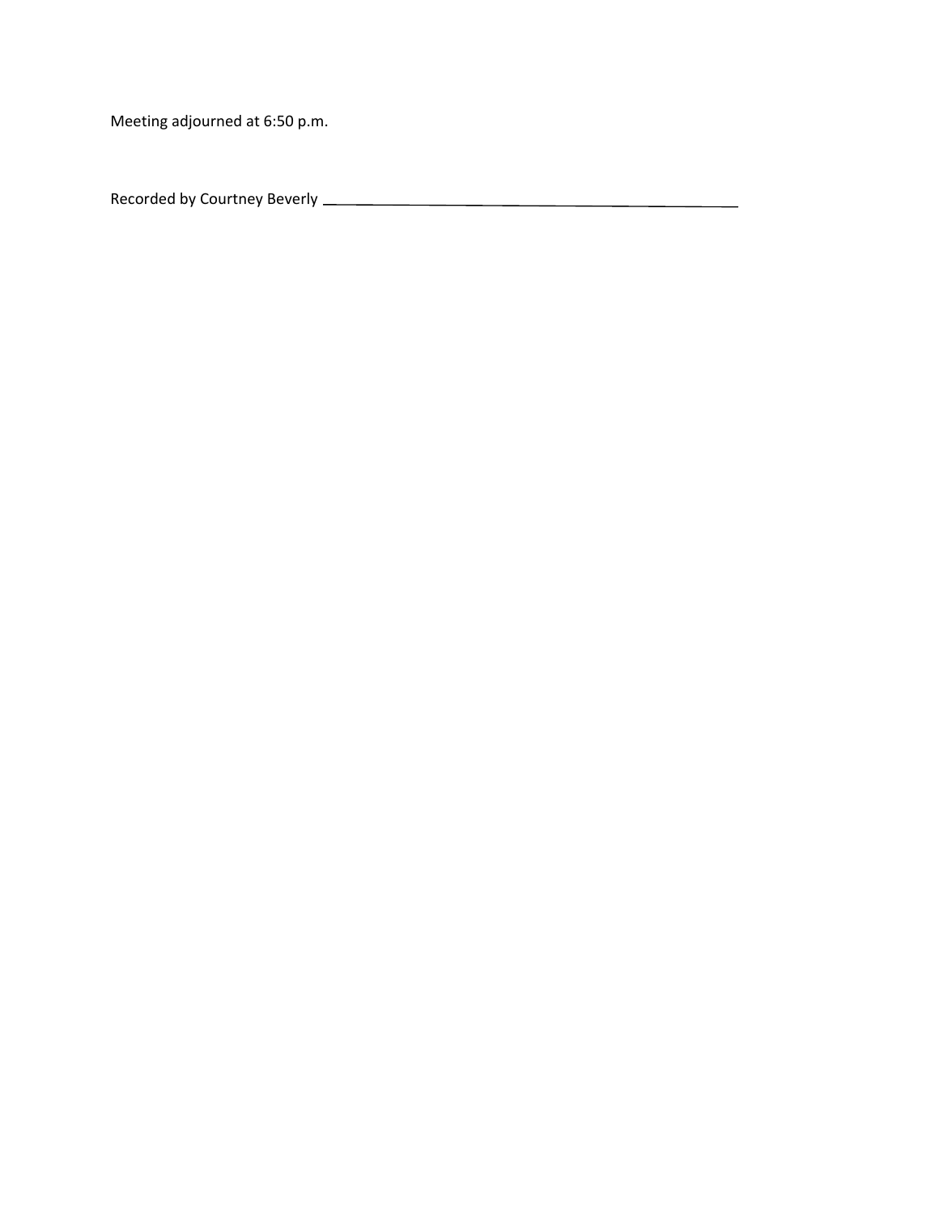Meeting adjourned at 6:50 p.m.

Recorded by Courtney Beverly ______________________________________________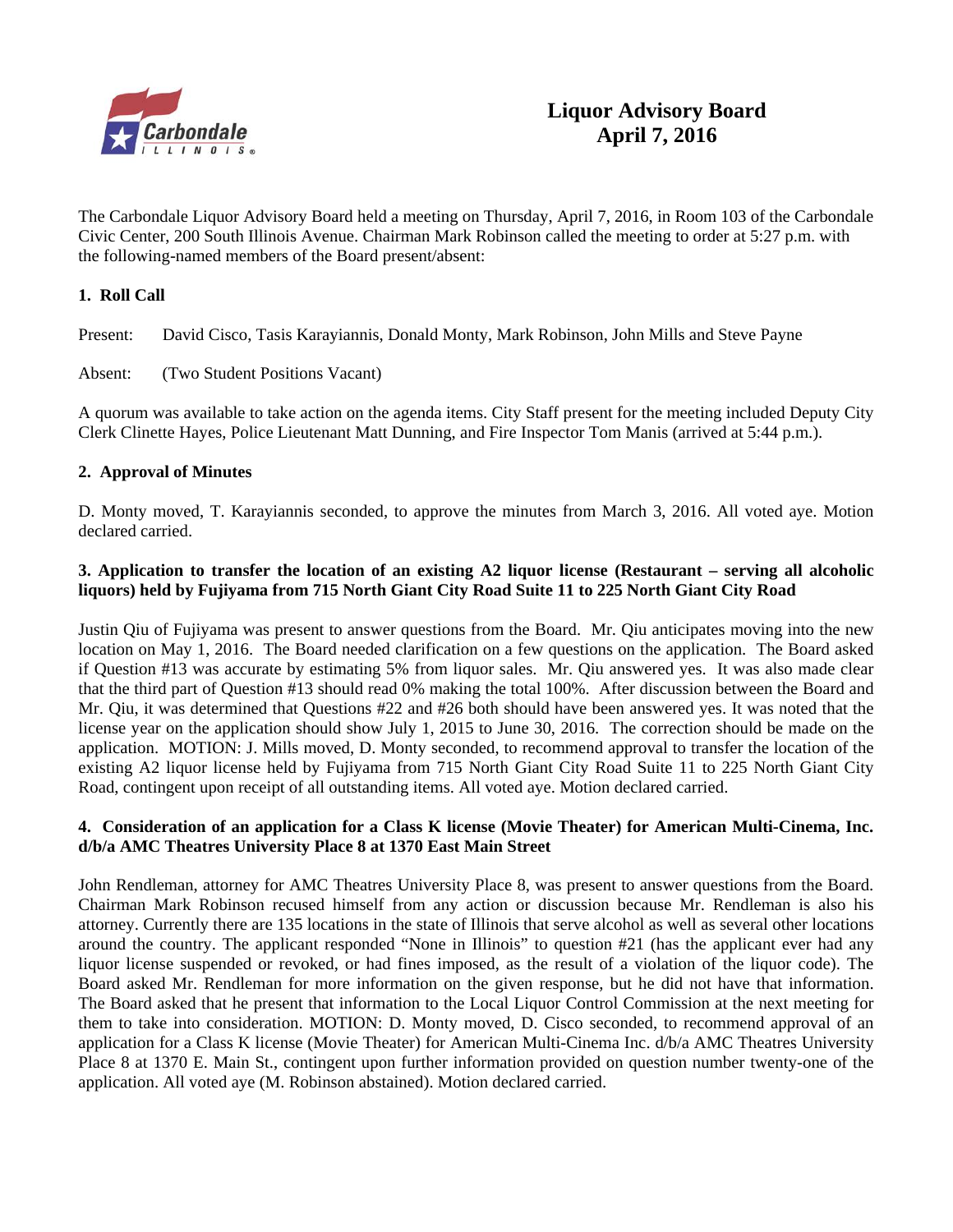# Liquor Advisory Board
## April 7, 2016

The Carbondale Liquor Advisory Board held a meeting on Thursday, April 7, 2016, in Room 103 of the Carbondale Civic Center, 200 South Illinois Avenue. Chairman Mark Robinson called the meeting to order at 5:27 p.m. with the following-named members of the Board present/absent:

### 1. Roll Call

Present: David Cisco, Tasis Karayiannis, Donald Monty, Mark Robinson, John Mills and Steve Payne

Absent: (Two Student Positions Vacant)

A quorum was available to take action on the agenda items. City Staff present for the meeting included Deputy City Clerk Clinette Hayes, Police Lieutenant Matt Dunning, and Fire Inspector Tom Manis (arrived at 5:44 p.m.).

### 2. Approval of Minutes

D. Monty moved, T. Karayiannis seconded, to approve the minutes from March 3, 2016. All voted aye. Motion declared carried.

### 3. Application to transfer the location of an existing A2 liquor license (Restaurant – serving all alcoholic liquors) held by Fujiyama from 715 North Giant City Road Suite 11 to 225 North Giant City Road

Justin Qiu of Fujiyama was present to answer questions from the Board. Mr. Qiu anticipates moving into the new location on May 1, 2016. The Board needed clarification on a few questions on the application. The Board asked if Question #13 was accurate by estimating 5% from liquor sales. Mr. Qiu answered yes. It was also made clear that the third part of Question #13 should read 0% making the total 100%. After discussion between the Board and Mr. Qiu, it was determined that Questions #22 and #26 both should have been answered yes. It was noted that the license year on the application should show July 1, 2015 to June 30, 2016. The correction should be made on the application. MOTION: J. Mills moved, D. Monty seconded, to recommend approval to transfer the location of the existing A2 liquor license held by Fujiyama from 715 North Giant City Road Suite 11 to 225 North Giant City Road, contingent upon receipt of all outstanding items. All voted aye. Motion declared carried.

### 4. Consideration of an application for a Class K license (Movie Theater) for American Multi-Cinema, Inc. d/b/a AMC Theatres University Place 8 at 1370 East Main Street

John Rendleman, attorney for AMC Theatres University Place 8, was present to answer questions from the Board. Chairman Mark Robinson recused himself from any action or discussion because Mr. Rendleman is also his attorney. Currently there are 135 locations in the state of Illinois that serve alcohol as well as several other locations around the country. The applicant responded "None in Illinois" to question #21 (has the applicant ever had any liquor license suspended or revoked, or had fines imposed, as the result of a violation of the liquor code). The Board asked Mr. Rendleman for more information on the given response, but he did not have that information. The Board asked that he present that information to the Local Liquor Control Commission at the next meeting for them to take into consideration. MOTION: D. Monty moved, D. Cisco seconded, to recommend approval of an application for a Class K license (Movie Theater) for American Multi-Cinema Inc. d/b/a AMC Theatres University Place 8 at 1370 E. Main St., contingent upon further information provided on question number twenty-one of the application. All voted aye (M. Robinson abstained). Motion declared carried.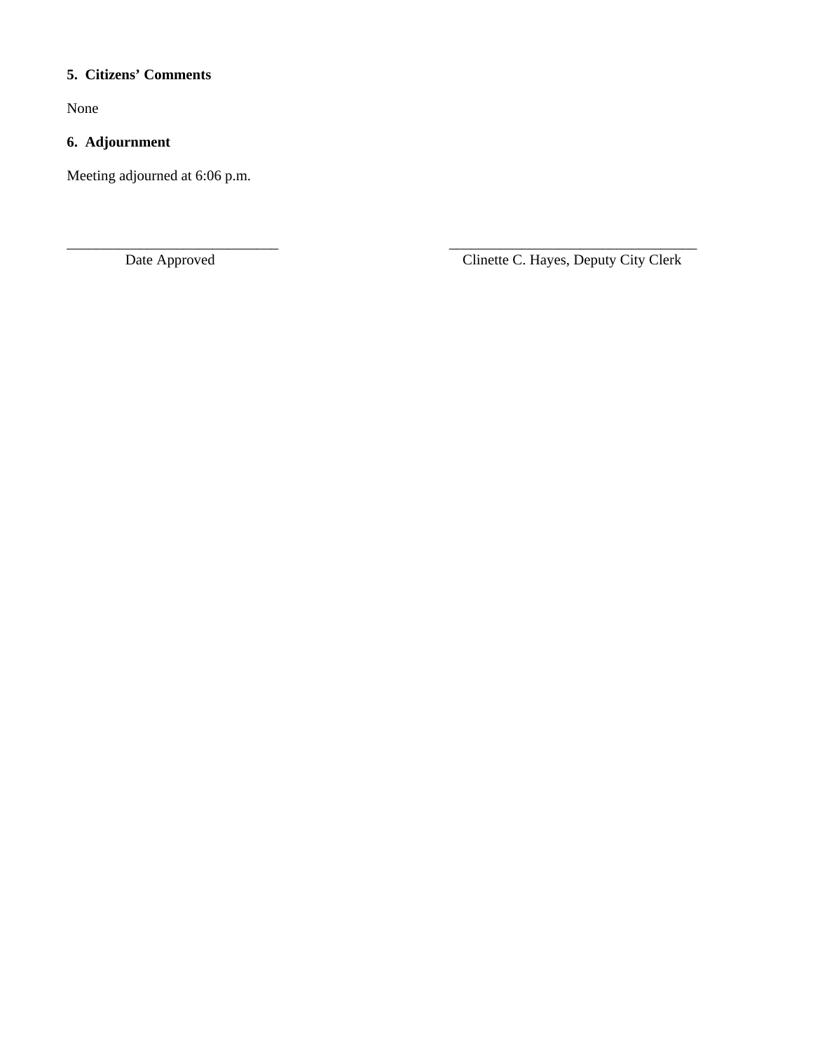**5. Citizens' Comments**

None

**6. Adjournment**

Meeting adjourned at 6:06 p.m.

| ______________________________ | ___________________________________ |
|---|---|
| Date Approved | Clinette C. Hayes, Deputy City Clerk |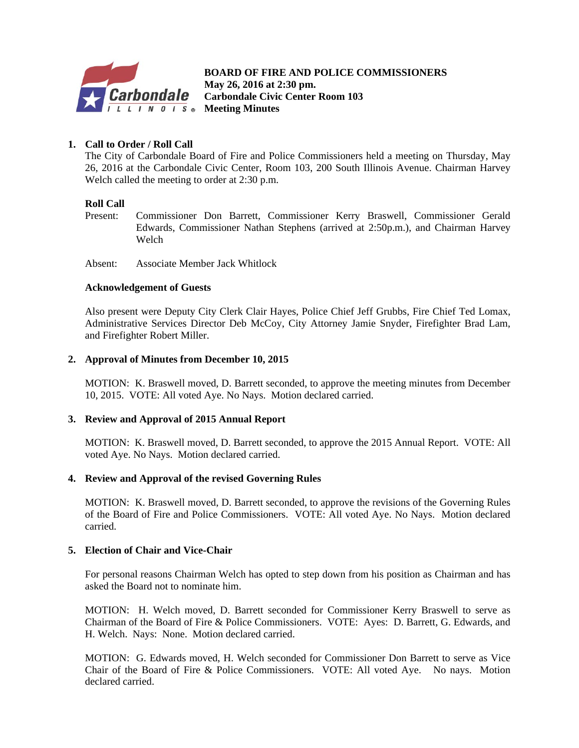**BOARD OF FIRE AND POLICE COMMISSIONERS**
**May 26, 2016 at 2:30 pm.**
**Carbondale Civic Center Room 103**
**Meeting Minutes**

**1. Call to Order / Roll Call**

The City of Carbondale Board of Fire and Police Commissioners held a meeting on Thursday, May 26, 2016 at the Carbondale Civic Center, Room 103, 200 South Illinois Avenue. Chairman Harvey Welch called the meeting to order at 2:30 p.m.

**Roll Call**

Present: Commissioner Don Barrett, Commissioner Kerry Braswell, Commissioner Gerald Edwards, Commissioner Nathan Stephens (arrived at 2:50p.m.), and Chairman Harvey Welch

Absent: Associate Member Jack Whitlock

**Acknowledgement of Guests**

Also present were Deputy City Clerk Clair Hayes, Police Chief Jeff Grubbs, Fire Chief Ted Lomax, Administrative Services Director Deb McCoy, City Attorney Jamie Snyder, Firefighter Brad Lam, and Firefighter Robert Miller.

**2. Approval of Minutes from December 10, 2015**

MOTION: K. Braswell moved, D. Barrett seconded, to approve the meeting minutes from December 10, 2015. VOTE: All voted Aye. No Nays. Motion declared carried.

**3. Review and Approval of 2015 Annual Report**

MOTION: K. Braswell moved, D. Barrett seconded, to approve the 2015 Annual Report. VOTE: All voted Aye. No Nays. Motion declared carried.

**4. Review and Approval of the revised Governing Rules**

MOTION: K. Braswell moved, D. Barrett seconded, to approve the revisions of the Governing Rules of the Board of Fire and Police Commissioners. VOTE: All voted Aye. No Nays. Motion declared carried.

**5. Election of Chair and Vice-Chair**

For personal reasons Chairman Welch has opted to step down from his position as Chairman and has asked the Board not to nominate him.

MOTION: H. Welch moved, D. Barrett seconded for Commissioner Kerry Braswell to serve as Chairman of the Board of Fire & Police Commissioners. VOTE: Ayes: D. Barrett, G. Edwards, and H. Welch. Nays: None. Motion declared carried.

MOTION: G. Edwards moved, H. Welch seconded for Commissioner Don Barrett to serve as Vice Chair of the Board of Fire & Police Commissioners. VOTE: All voted Aye. No nays. Motion declared carried.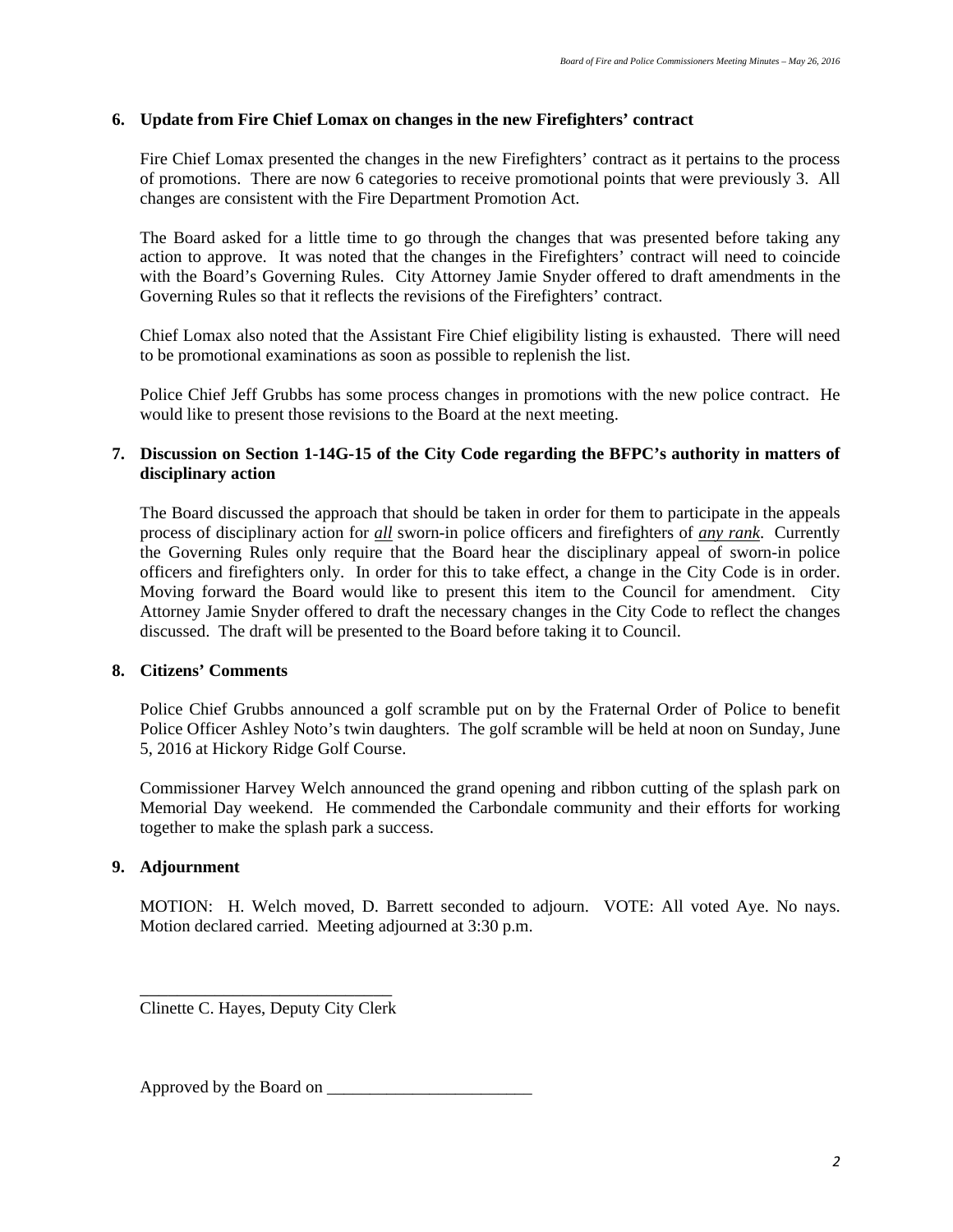**6. Update from Fire Chief Lomax on changes in the new Firefighters' contract**

Fire Chief Lomax presented the changes in the new Firefighters' contract as it pertains to the process of promotions. There are now 6 categories to receive promotional points that were previously 3. All changes are consistent with the Fire Department Promotion Act.

The Board asked for a little time to go through the changes that was presented before taking any action to approve. It was noted that the changes in the Firefighters' contract will need to coincide with the Board's Governing Rules. City Attorney Jamie Snyder offered to draft amendments in the Governing Rules so that it reflects the revisions of the Firefighters' contract.

Chief Lomax also noted that the Assistant Fire Chief eligibility listing is exhausted. There will need to be promotional examinations as soon as possible to replenish the list.

Police Chief Jeff Grubbs has some process changes in promotions with the new police contract. He would like to present those revisions to the Board at the next meeting.

**7. Discussion on Section 1-14G-15 of the City Code regarding the BFPC's authority in matters of disciplinary action**

The Board discussed the approach that should be taken in order for them to participate in the appeals process of disciplinary action for ***all*** sworn-in police officers and firefighters of ***any rank***. Currently the Governing Rules only require that the Board hear the disciplinary appeal of sworn-in police officers and firefighters only. In order for this to take effect, a change in the City Code is in order. Moving forward the Board would like to present this item to the Council for amendment. City Attorney Jamie Snyder offered to draft the necessary changes in the City Code to reflect the changes discussed. The draft will be presented to the Board before taking it to Council.

**8. Citizens' Comments**

Police Chief Grubbs announced a golf scramble put on by the Fraternal Order of Police to benefit Police Officer Ashley Noto's twin daughters. The golf scramble will be held at noon on Sunday, June 5, 2016 at Hickory Ridge Golf Course.

Commissioner Harvey Welch announced the grand opening and ribbon cutting of the splash park on Memorial Day weekend. He commended the Carbondale community and their efforts for working together to make the splash park a success.

**9. Adjournment**

MOTION: H. Welch moved, D. Barrett seconded to adjourn. VOTE: All voted Aye. No nays. Motion declared carried. Meeting adjourned at 3:30 p.m.

\_\_\_\_\_\_\_\_\_\_\_\_\_\_\_\_\_\_\_\_\_\_\_\_\_\_\_\_\_\_
Clinette C. Hayes, Deputy City Clerk

Approved by the Board on \_\_\_\_\_\_\_\_\_\_\_\_\_\_\_\_\_\_\_\_\_\_\_\_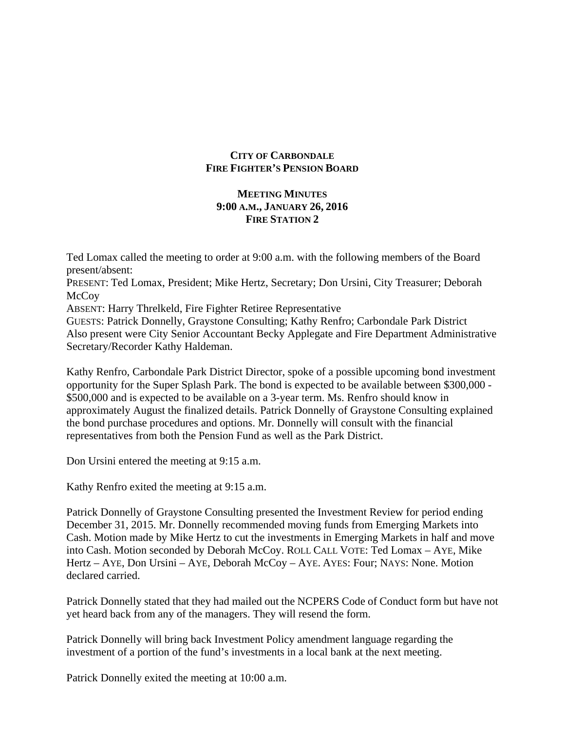**CITY OF CARBONDALE**
**FIRE FIGHTER'S PENSION BOARD**

**MEETING MINUTES**
**9:00 A.M., JANUARY 26, 2016**
**FIRE STATION 2**

Ted Lomax called the meeting to order at 9:00 a.m. with the following members of the Board present/absent:
PRESENT: Ted Lomax, President; Mike Hertz, Secretary; Don Ursini, City Treasurer; Deborah McCoy
ABSENT: Harry Threlkeld, Fire Fighter Retiree Representative
GUESTS: Patrick Donnelly, Graystone Consulting; Kathy Renfro; Carbondale Park District
Also present were City Senior Accountant Becky Applegate and Fire Department Administrative Secretary/Recorder Kathy Haldeman.

Kathy Renfro, Carbondale Park District Director, spoke of a possible upcoming bond investment opportunity for the Super Splash Park. The bond is expected to be available between $300,000 - $500,000 and is expected to be available on a 3-year term. Ms. Renfro should know in approximately August the finalized details. Patrick Donnelly of Graystone Consulting explained the bond purchase procedures and options. Mr. Donnelly will consult with the financial representatives from both the Pension Fund as well as the Park District.

Don Ursini entered the meeting at 9:15 a.m.

Kathy Renfro exited the meeting at 9:15 a.m.

Patrick Donnelly of Graystone Consulting presented the Investment Review for period ending December 31, 2015. Mr. Donnelly recommended moving funds from Emerging Markets into Cash. Motion made by Mike Hertz to cut the investments in Emerging Markets in half and move into Cash. Motion seconded by Deborah McCoy. ROLL CALL VOTE: Ted Lomax – AYE, Mike Hertz – AYE, Don Ursini – AYE, Deborah McCoy – AYE. AYES: Four; NAYS: None. Motion declared carried.

Patrick Donnelly stated that they had mailed out the NCPERS Code of Conduct form but have not yet heard back from any of the managers. They will resend the form.

Patrick Donnelly will bring back Investment Policy amendment language regarding the investment of a portion of the fund's investments in a local bank at the next meeting.

Patrick Donnelly exited the meeting at 10:00 a.m.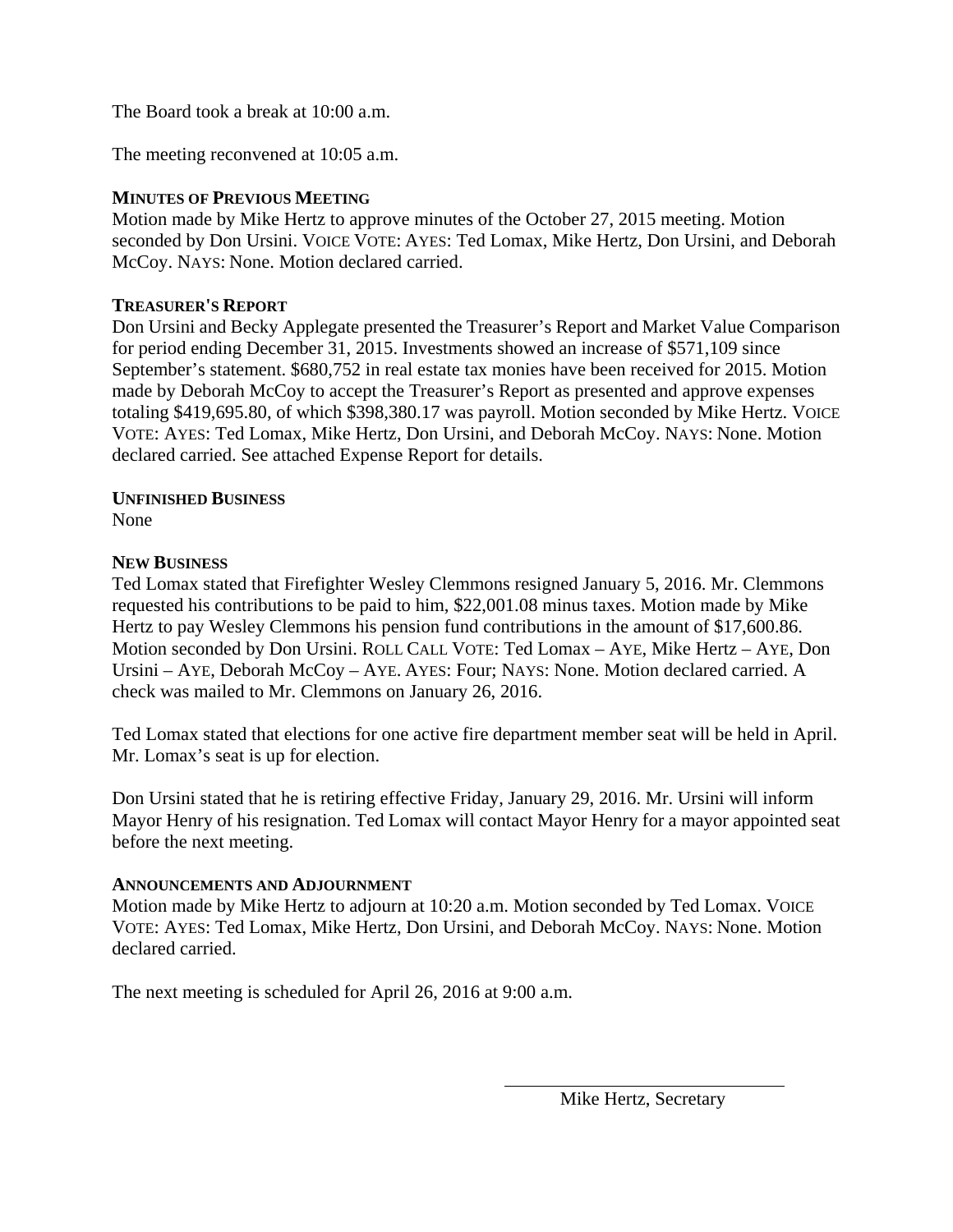The Board took a break at 10:00 a.m.

The meeting reconvened at 10:05 a.m.

**MINUTES OF PREVIOUS MEETING**

Motion made by Mike Hertz to approve minutes of the October 27, 2015 meeting. Motion seconded by Don Ursini. VOICE VOTE: AYES: Ted Lomax, Mike Hertz, Don Ursini, and Deborah McCoy. NAYS: None. Motion declared carried.

**TREASURER'S REPORT**

Don Ursini and Becky Applegate presented the Treasurer's Report and Market Value Comparison for period ending December 31, 2015. Investments showed an increase of $571,109 since September's statement. $680,752 in real estate tax monies have been received for 2015. Motion made by Deborah McCoy to accept the Treasurer's Report as presented and approve expenses totaling $419,695.80, of which $398,380.17 was payroll. Motion seconded by Mike Hertz. VOICE VOTE: AYES: Ted Lomax, Mike Hertz, Don Ursini, and Deborah McCoy. NAYS: None. Motion declared carried. See attached Expense Report for details.

**UNFINISHED BUSINESS**

None

**NEW BUSINESS**

Ted Lomax stated that Firefighter Wesley Clemmons resigned January 5, 2016. Mr. Clemmons requested his contributions to be paid to him, $22,001.08 minus taxes. Motion made by Mike Hertz to pay Wesley Clemmons his pension fund contributions in the amount of $17,600.86. Motion seconded by Don Ursini. ROLL CALL VOTE: Ted Lomax – AYE, Mike Hertz – AYE, Don Ursini – AYE, Deborah McCoy – AYE. AYES: Four; NAYS: None. Motion declared carried. A check was mailed to Mr. Clemmons on January 26, 2016.

Ted Lomax stated that elections for one active fire department member seat will be held in April. Mr. Lomax's seat is up for election.

Don Ursini stated that he is retiring effective Friday, January 29, 2016. Mr. Ursini will inform Mayor Henry of his resignation. Ted Lomax will contact Mayor Henry for a mayor appointed seat before the next meeting.

**ANNOUNCEMENTS AND ADJOURNMENT**

Motion made by Mike Hertz to adjourn at 10:20 a.m. Motion seconded by Ted Lomax. VOICE VOTE: AYES: Ted Lomax, Mike Hertz, Don Ursini, and Deborah McCoy. NAYS: None. Motion declared carried.

The next meeting is scheduled for April 26, 2016 at 9:00 a.m.

\_\_\_\_\_\_\_\_\_\_\_\_\_\_\_\_\_\_\_\_\_\_\_\_\_\_\_\_\_\_

Mike Hertz, Secretary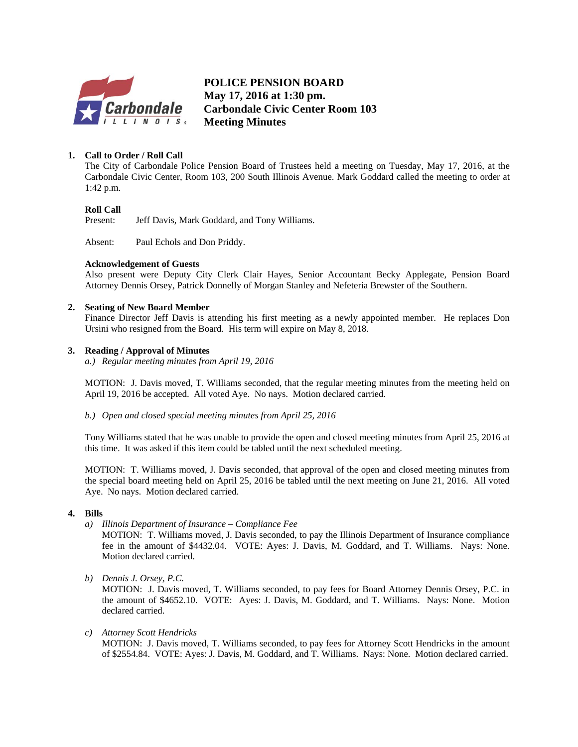# POLICE PENSION BOARD
**May 17, 2016 at 1:30 pm.**
**Carbondale Civic Center Room 103**
**Meeting Minutes**

1. **Call to Order / Roll Call**

   The City of Carbondale Police Pension Board of Trustees held a meeting on Tuesday, May 17, 2016, at the Carbondale Civic Center, Room 103, 200 South Illinois Avenue. Mark Goddard called the meeting to order at 1:42 p.m.

   **Roll Call**

   Present: Jeff Davis, Mark Goddard, and Tony Williams.

   Absent: Paul Echols and Don Priddy.

   **Acknowledgement of Guests**

   Also present were Deputy City Clerk Clair Hayes, Senior Accountant Becky Applegate, Pension Board Attorney Dennis Orsey, Patrick Donnelly of Morgan Stanley and Nefeteria Brewster of the Southern.

2. **Seating of New Board Member**

   Finance Director Jeff Davis is attending his first meeting as a newly appointed member. He replaces Don Ursini who resigned from the Board. His term will expire on May 8, 2018.

3. **Reading / Approval of Minutes**

   *a.) Regular meeting minutes from April 19, 2016*

   MOTION: J. Davis moved, T. Williams seconded, that the regular meeting minutes from the meeting held on April 19, 2016 be accepted. All voted Aye. No nays. Motion declared carried.

   *b.) Open and closed special meeting minutes from April 25, 2016*

   Tony Williams stated that he was unable to provide the open and closed meeting minutes from April 25, 2016 at this time. It was asked if this item could be tabled until the next scheduled meeting.

   MOTION: T. Williams moved, J. Davis seconded, that approval of the open and closed meeting minutes from the special board meeting held on April 25, 2016 be tabled until the next meeting on June 21, 2016. All voted Aye. No nays. Motion declared carried.

4. **Bills**

   a) *Illinois Department of Insurance – Compliance Fee*
   MOTION: T. Williams moved, J. Davis seconded, to pay the Illinois Department of Insurance compliance fee in the amount of $4432.04. VOTE: Ayes: J. Davis, M. Goddard, and T. Williams. Nays: None. Motion declared carried.

   b) *Dennis J. Orsey, P.C.*
   MOTION: J. Davis moved, T. Williams seconded, to pay fees for Board Attorney Dennis Orsey, P.C. in the amount of $4652.10. VOTE: Ayes: J. Davis, M. Goddard, and T. Williams. Nays: None. Motion declared carried.

   c) *Attorney Scott Hendricks*
   MOTION: J. Davis moved, T. Williams seconded, to pay fees for Attorney Scott Hendricks in the amount of $2554.84. VOTE: Ayes: J. Davis, M. Goddard, and T. Williams. Nays: None. Motion declared carried.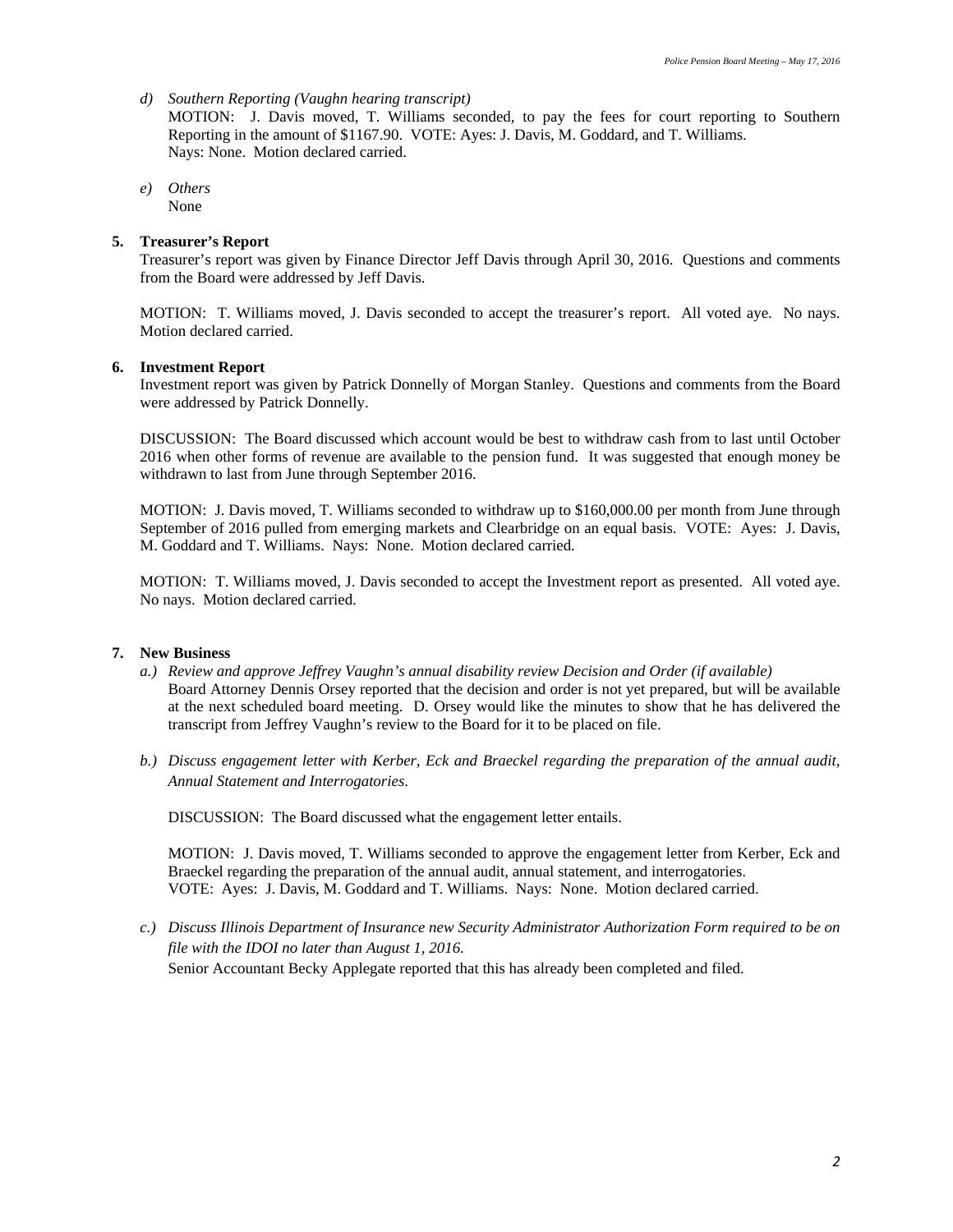*d) Southern Reporting (Vaughn hearing transcript)*

MOTION: J. Davis moved, T. Williams seconded, to pay the fees for court reporting to Southern Reporting in the amount of $1167.90. VOTE: Ayes: J. Davis, M. Goddard, and T. Williams. Nays: None. Motion declared carried.

*e) Others*

None

**5. Treasurer's Report**

Treasurer's report was given by Finance Director Jeff Davis through April 30, 2016. Questions and comments from the Board were addressed by Jeff Davis.

MOTION: T. Williams moved, J. Davis seconded to accept the treasurer's report. All voted aye. No nays. Motion declared carried.

**6. Investment Report**

Investment report was given by Patrick Donnelly of Morgan Stanley. Questions and comments from the Board were addressed by Patrick Donnelly.

DISCUSSION: The Board discussed which account would be best to withdraw cash from to last until October 2016 when other forms of revenue are available to the pension fund. It was suggested that enough money be withdrawn to last from June through September 2016.

MOTION: J. Davis moved, T. Williams seconded to withdraw up to $160,000.00 per month from June through September of 2016 pulled from emerging markets and Clearbridge on an equal basis. VOTE: Ayes: J. Davis, M. Goddard and T. Williams. Nays: None. Motion declared carried.

MOTION: T. Williams moved, J. Davis seconded to accept the Investment report as presented. All voted aye. No nays. Motion declared carried.

**7. New Business**

*a.) Review and approve Jeffrey Vaughn's annual disability review Decision and Order (if available)*

Board Attorney Dennis Orsey reported that the decision and order is not yet prepared, but will be available at the next scheduled board meeting. D. Orsey would like the minutes to show that he has delivered the transcript from Jeffrey Vaughn's review to the Board for it to be placed on file.

*b.) Discuss engagement letter with Kerber, Eck and Braeckel regarding the preparation of the annual audit, Annual Statement and Interrogatories.*

DISCUSSION: The Board discussed what the engagement letter entails.

MOTION: J. Davis moved, T. Williams seconded to approve the engagement letter from Kerber, Eck and Braeckel regarding the preparation of the annual audit, annual statement, and interrogatories. VOTE: Ayes: J. Davis, M. Goddard and T. Williams. Nays: None. Motion declared carried.

*c.) Discuss Illinois Department of Insurance new Security Administrator Authorization Form required to be on file with the IDOI no later than August 1, 2016.*

Senior Accountant Becky Applegate reported that this has already been completed and filed.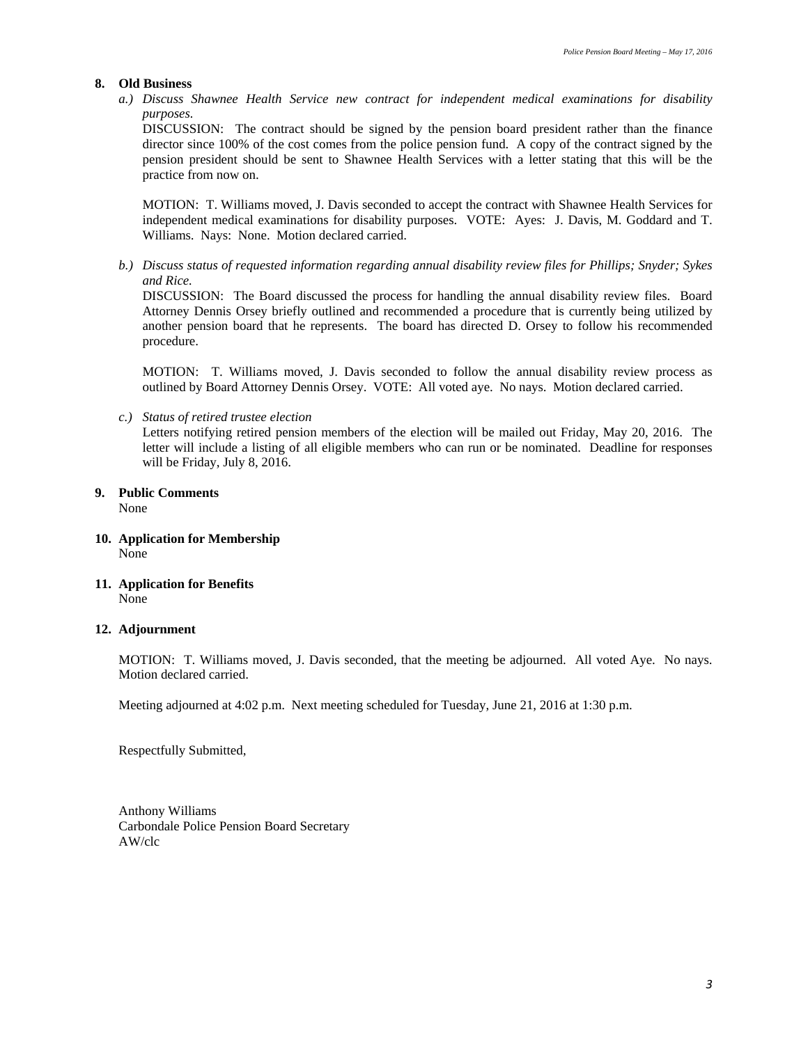**8. Old Business**

*a.) Discuss Shawnee Health Service new contract for independent medical examinations for disability purposes.*

DISCUSSION: The contract should be signed by the pension board president rather than the finance director since 100% of the cost comes from the police pension fund. A copy of the contract signed by the pension president should be sent to Shawnee Health Services with a letter stating that this will be the practice from now on.

MOTION: T. Williams moved, J. Davis seconded to accept the contract with Shawnee Health Services for independent medical examinations for disability purposes. VOTE: Ayes: J. Davis, M. Goddard and T. Williams. Nays: None. Motion declared carried.

*b.) Discuss status of requested information regarding annual disability review files for Phillips; Snyder; Sykes and Rice.*

DISCUSSION: The Board discussed the process for handling the annual disability review files. Board Attorney Dennis Orsey briefly outlined and recommended a procedure that is currently being utilized by another pension board that he represents. The board has directed D. Orsey to follow his recommended procedure.

MOTION: T. Williams moved, J. Davis seconded to follow the annual disability review process as outlined by Board Attorney Dennis Orsey. VOTE: All voted aye. No nays. Motion declared carried.

*c.) Status of retired trustee election*

Letters notifying retired pension members of the election will be mailed out Friday, May 20, 2016. The letter will include a listing of all eligible members who can run or be nominated. Deadline for responses will be Friday, July 8, 2016.

**9. Public Comments**

None

**10. Application for Membership**

None

**11. Application for Benefits**

None

**12. Adjournment**

MOTION: T. Williams moved, J. Davis seconded, that the meeting be adjourned. All voted Aye. No nays. Motion declared carried.

Meeting adjourned at 4:02 p.m. Next meeting scheduled for Tuesday, June 21, 2016 at 1:30 p.m.

Respectfully Submitted,

Anthony Williams
Carbondale Police Pension Board Secretary
AW/clc